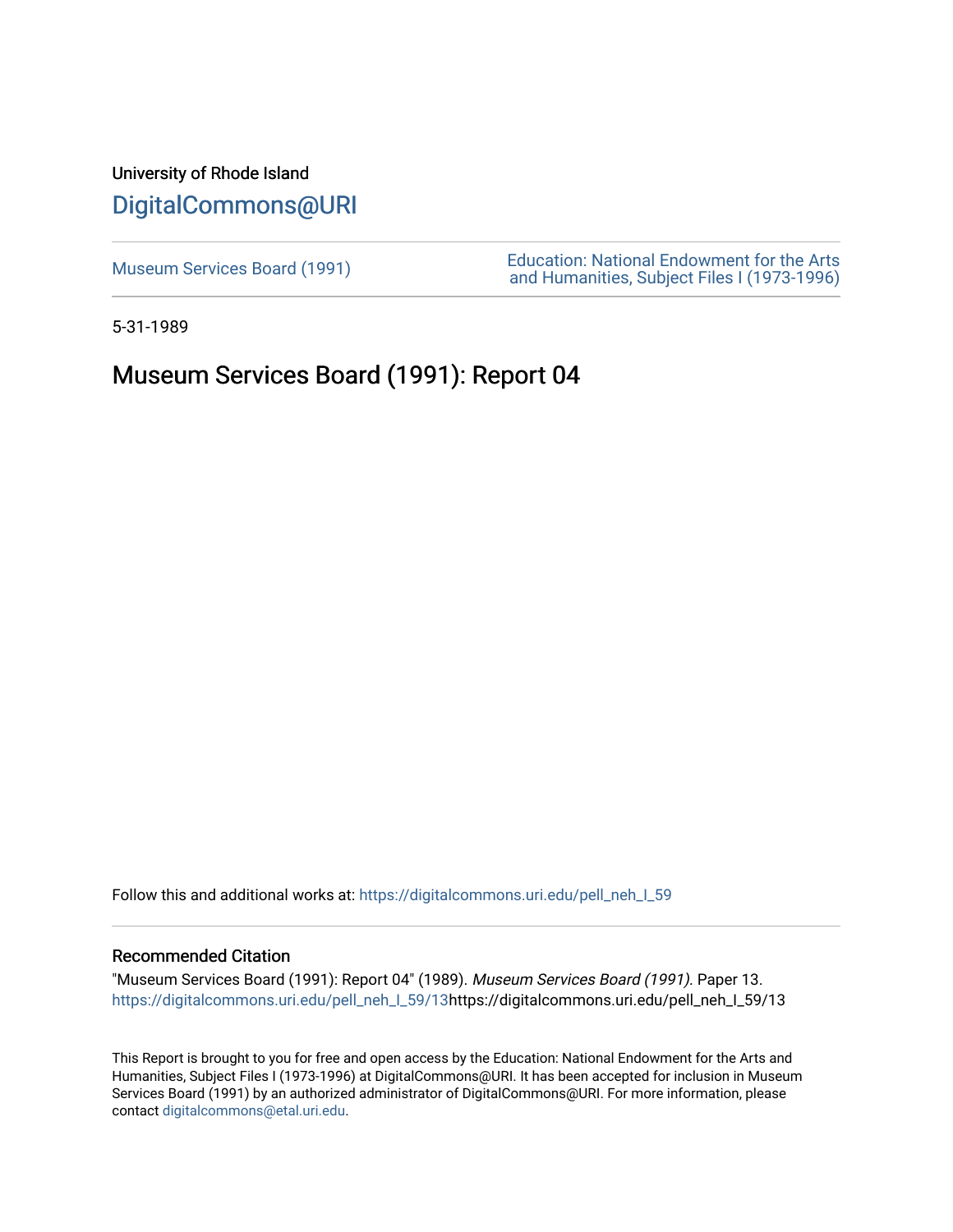# University of Rhode Island [DigitalCommons@URI](https://digitalcommons.uri.edu/)

Museum Services Board (1991)<br>
Museum Services Board (1991)<br>
And Uumenities Subject Files (1973,1996) [and Humanities, Subject Files I \(1973-1996\)](https://digitalcommons.uri.edu/pell_neh_I) 

5-31-1989

## Museum Services Board (1991): Report 04

Follow this and additional works at: [https://digitalcommons.uri.edu/pell\\_neh\\_I\\_59](https://digitalcommons.uri.edu/pell_neh_I_59?utm_source=digitalcommons.uri.edu%2Fpell_neh_I_59%2F13&utm_medium=PDF&utm_campaign=PDFCoverPages) 

### Recommended Citation

"Museum Services Board (1991): Report 04" (1989). Museum Services Board (1991). Paper 13. [https://digitalcommons.uri.edu/pell\\_neh\\_I\\_59/13h](https://digitalcommons.uri.edu/pell_neh_I_59/13?utm_source=digitalcommons.uri.edu%2Fpell_neh_I_59%2F13&utm_medium=PDF&utm_campaign=PDFCoverPages)ttps://digitalcommons.uri.edu/pell\_neh\_I\_59/13

This Report is brought to you for free and open access by the Education: National Endowment for the Arts and Humanities, Subject Files I (1973-1996) at DigitalCommons@URI. It has been accepted for inclusion in Museum Services Board (1991) by an authorized administrator of DigitalCommons@URI. For more information, please contact [digitalcommons@etal.uri.edu.](mailto:digitalcommons@etal.uri.edu)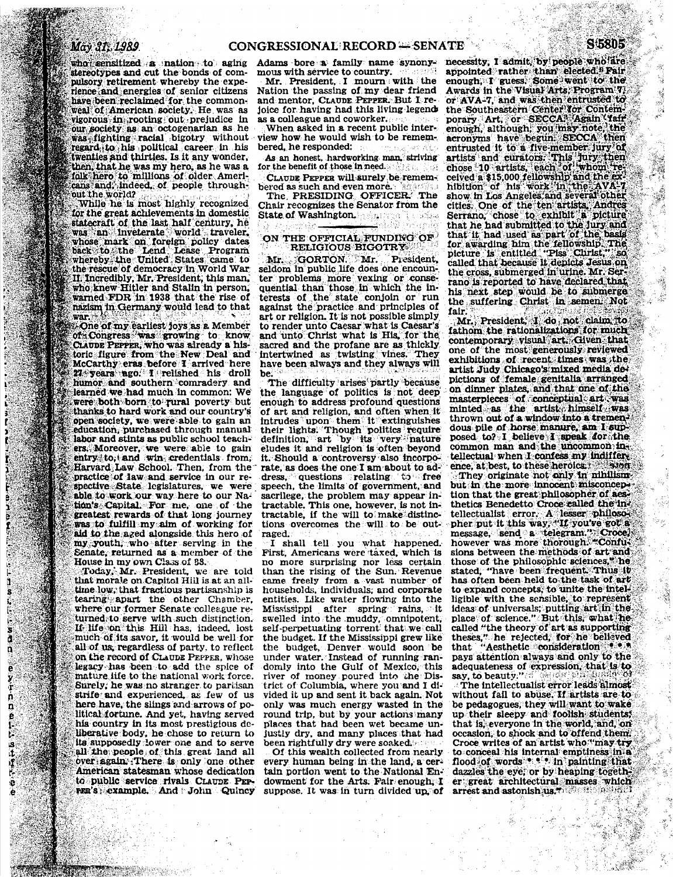#### CONGRESSIONAL RECORD = SENATE

whore ensitized a nation to aging stereotypes and cut the bonds of compulsory retirement whereby the experience and energies of senior citizens have been reclaimed for the commonweal of American society. He was as vigorous in rooting out prejudice in our society as an octogenarian as he was fighting racial bigotry without regard, to his political career in his twenties and thirties. Is it any wonder, then, that he was my hero, as he was a folk hero to millions of older Americans and, indeed, of people throughout the world?

While he is most highly recognized for the great achievements in domestic statecraft of the last half century, he was an inveterate world traveler. whose mark on foreign policy dates back to the Lend Lease Program whereby the United States came to the rescue of democracy in World War II. Incredibly, Mr. President, this man. who knew Hitler and Stalin in person, warned FDR in 1938 that the rise of nazism in Germany would lead to that war.

One of my earliest joys as a Member of Congress was growing to know CLAUDE PEPPER, who was already a historic figure from the New Deal and McCarthy eras before I arrived here 27 years ago. I relished his droll humor and southern comradery and learned we had much in common: We were both born to rural poverty but thanks to hard work and our country's open society, we were able to gain an education, purchased through manual labor and stints as public school teachers. Moreover, we were able to gain entry to, and win credentials from. Harvard Law School. Then, from the practice of law and service in our respective State legislatures, we were able to work our way here to our Nation's Capital. For me, one of the greatest rewards of that long journey was to fulfill my aim of working for aid to the aged alongside this hero of my youth, who after serving in the Senate, returned as a member of the House in my own Class of 88.

Today, Mr. President, we are told that morale on Capitol Hill is at an alltime low, that fractious partisanship is tearing apart the other Chamber, where our former Senate colleague returned to serve with such distinction. If life on this Hill has, indeed, lost much of its savor, it would be well for all of us, regardless of party, to reflect on the record of CLAUDE PEPPER, whose legacy has been to add the spice of mature life to the national work force. Surely, he was no stranger to partisan strife and experienced, as few of us here have, the slings and arrows of political fortune. And yet, having served his country in its most prestigious deliberative body, he chose to return to its supposedly lower one and to serve all the people of this great land all over again. There is only one other American statesman whose dedication to public service rivals CLAUDE PEP-PER's example. And John Quincy

Adams bore a family name synonymous with service to country.

Mr. President, I mourn with the Nation the passing of my dear friend and mentor, CLAUDE PEPPER But I rejoice for having had this living legends as a colleague and coworker.

When asked in a recent public interview how he would wish to be remembered, he responded:

As an honest, hardworking man striving for the benefit of those in need.

CLAUDE PEPPER will surely be remembered as such and even more.

The PRESIDING OFFICER. The Chair recognizes the Senator from the State of Washington.

#### ON THE OFFICIAL FUNDING OF RELIGIOUS BIGOTRY

Mr. GORTON. Mr. President,<br>seldom in public life does one encounter problems more vexing or consequential than those in which the interests of the state conjoin or run against the practice and principles of art or religion. It is not possible simply to render unto Caesar what is Caesar's and unto Christ what is His, for the sacred and the profane are as thickly intertwined as twisting vines. They have been always and they always will be.

The difficulty arises partly because the language of politics is not deep enough to address profound questions of art and religion, and often when it intrudes upon them it extinguishes their lights. Though politics require definition, art by its very nature<br>eludes it and religion is often beyond it. Should a controversy also incorporate, as does the one I am about to address, questions relating to free speech, the limits of government, and sacrilege, the problem may appear intractable. This one, however, is not intractable, if the will to make distinctions overcomes the will to be outraged.

I shall tell you what happened. First. Americans were taxed, which is no more surprising nor less certain than the rising of the Sun. Revenue came freely from a vast number of households, individuals, and corporate entities. Like water flowing into the Mississippi after spring rains, it swelled into the muddy, omnipotent,<br>self-perpetuating torrent that we call the budget. If the Mississippi grew like the budget, Denver would soon be under water. Instead of running randomly into the Gulf of Mexico, this river of money poured into the District of Columbia, where you and I divided it up and sent it back again. Not only was much energy wasted in the round trip, but by your actions many places that had been wet became unjustly dry, and many places that had been rightfully dry were soaked.

Of this wealth collected from nearly every human being in the land, a certain portion went to the National Endowment for the Arts. Fair enough, I suppose. It was in turn divided up, of

necessity, I admit, by people who are appointed rather than elected.<sup>5</sup> Fair enough, I guess. Some went to the Awards in the Visual Arts, Program 7. or AVA-7, and was then entrusted to the Southeastern Center for Contem-<br>porary Art, or SECCA Again Yaff enough, although, you may note the acronyms have begun. SECCA then<br>entrusted it to a five-member jury of artists and curators. This jury then<br>chose 10 artists, each of whom re-<br>ceived a \$15,000 fellowship and the exhibition of his work in the AVAshow in Los Angeles and several other cities. One of the ten artists, Andres Serrano, chose to exhibit a picture that he had submitted to the jury and that it had used as part of the basis for awarding him the fellowship. The picture is entitled "Piss Curist," so called that because it depicts Jesus on the cross, submerged in urine. Mr. Serrano is reported to have declared that his next step would be to submerge the suffering Christ in semen. Not fair.

Mr. President, I do not claim to fathom the rationalizations for much contemporary visual art. Given that one of the most generously reviewed exhibitions of recent times was the artist Judy Chicago's mixed media depictions of female genitalia arranged on dinner plates, and that one of the masterpieces of conceptual art was minted as the artist himself was thrown out of a window into a tremendous pile of horse manure, am I supposed to? I believe I speak for the common man and the uncommon intellectual when I confess my indiffer. ence, at best, to these heroics. Short They originate not only in nihilism. but in the more innocent misconception that the great philosopher of aesthetics Benedetto Croce called the intellectualist error. A lesser philosopher put it this way. "If you've got a message, send a telegram. Crocel however was more thorough. Confusions between the methods of art and those of the philosophic sciences, **Che** stated. "have been frequent. Thus it has often been held to the task of art to expand concepts, to unite the intelligible with the sensible, to represent ideas of universals; putting art in the place of science." But this, what he called "the theory of art as supporting theses," he rejected, for he believed<br>that "Aesthetic consideration pays attention always and only to the adequateness of expression, that is to say, to beauty." ल नरपोस'

The intellectualist error leads almost without fail to abuse. If artists are to be pedagogues, they will want to wake up their sleepy and foolish students; that is, everyone in the world, and, on occasion, to shock and to offend them. Croce writes of an artist who "may try to conceal his internal emptiness in a flood of words \* \* \* in painting that dazzles the eye, or by heaping together great architectural masses which<br>arrest and astonish us.

S.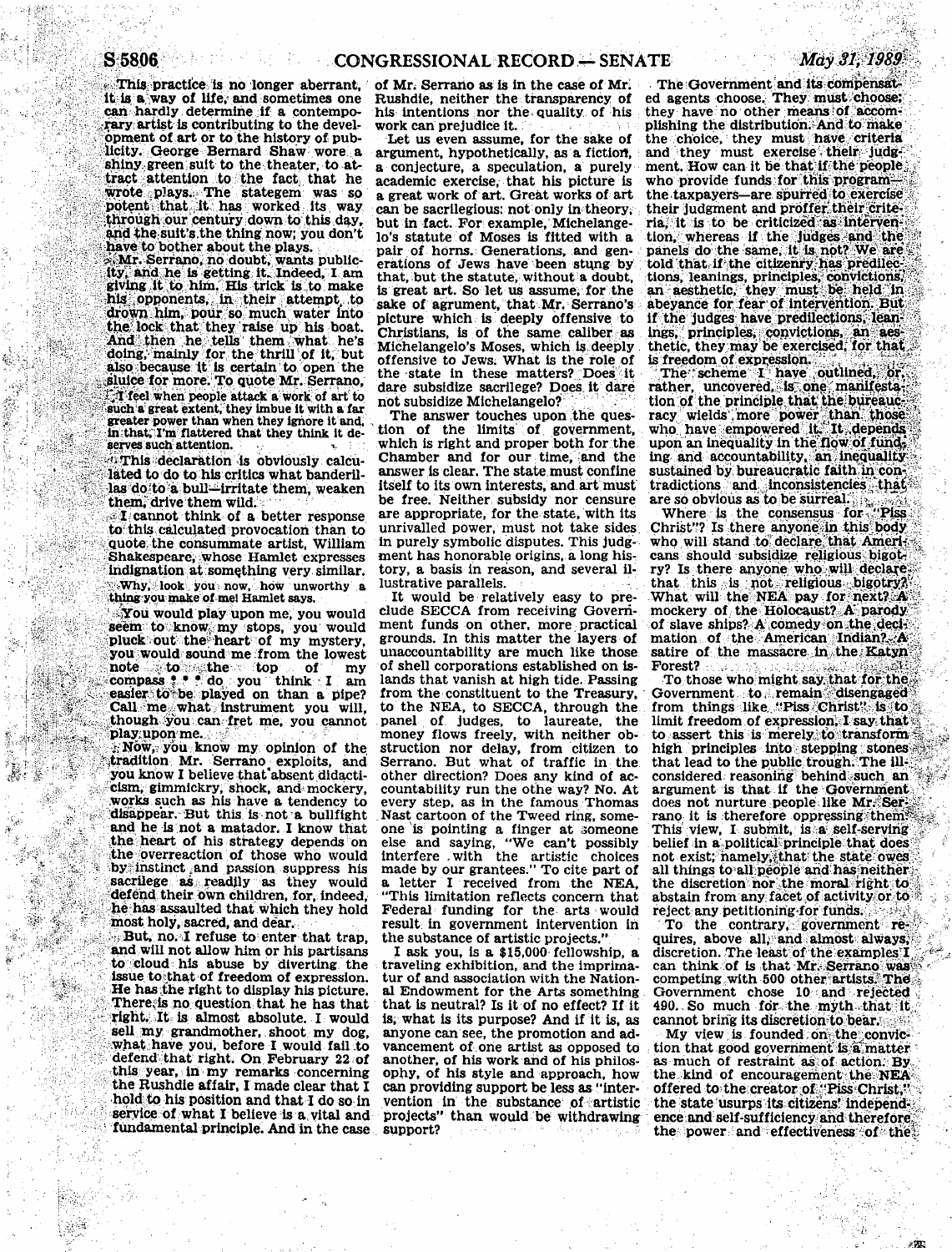This practice is no longer aberrant. it is a way of life, and sometimes one can hardly determine if a contemporary artist is contributing to the development of art or to the history of publicity. George Bernard Shaw wore a shiny green suit to the theater, to attract attention to the fact that he wrote plays. The stategem was so<br>potent that it has worked its way through our century down to this day, and the suit's the thing now; you don't have to bother about the plays.

Mr. Serrano, no doubt, wants public-<br>ity, and he is getting it. Indeed, I am giving it to him. His trick is to make his opponents, in their attempt to drown him, pour so much water into the lock that they raise up his boat. And then he tells them what he's doing, mainly for the thrill of it, but also because it is certain to open the sluice for more. To quote Mr. Serrano, Tifeel when people attack a work of art to such a great extent, they imbue it with a far greater power than when they ignore it and, in that, I'm flattered that they think it deserves such attention.

This declaration is obviously calculated to do to his critics what banderillas do to a bull-irritate them, weaken them. drive them wild.

I cannot think of a better response to this calculated provocation than to quote the consummate artist. William Shakespeare, whose Hamlet expresses indignation at something very similar. Why, look you now, how unworthy a thing you make of me! Hamlet says.

You would play upon me, you would seem to know my stops, you would<br>pluck out the heart of my mystery, you would sound me from the lowest note to the top of my<br>compass : : do you think I am easier to be played on than a pipe? Call me what instrument you will, though you can fret me, you cannot play upon me.

Now, you know my opinion of the tradition Mr. Serrano exploits, and you know I believe that absent didacticism, gimmickry, shock, and mockery. works such as his have a tendency to disappear. But this is not a bullfight and he is not a matador. I know that the heart of his strategy depends on the overreaction of those who would by instinct and passion suppress his sacrilege as readily as they would defend their own children, for, indeed, he has assaulted that which they hold most holy, sacred, and dear.

But, no. I refuse to enter that trap. and will not allow him or his partisans to cloud his abuse by diverting the issue to that of freedom of expression. He has the right to display his picture. There is no question that he has that right. It is almost absolute. I would sell my grandmother, shoot my dog, what have you, before I would fail to defend that right. On February 22 of this year, in my remarks concerning the Rushdie affair, I made clear that I hold to his position and that I do so in service of what I believe is a vital and fundamental principle. And in the case

of Mr. Serrano as is in the case of Mr. Rushdie, neither the transparency of his intentions nor the quality of his work can prejudice it.

Let us even assume, for the sake of argument. hypothetically, as a fiction. a conjecture, a speculation, a purely academic exercise, that his picture is a great work of art. Great works of art can be sacrilegious: not only in theory, but in fact. For example. Michelangelo's statute of Moses is fitted with a pair of horns. Generations, and generations of Jews have been stung by that, but the statute, without a doubt, is great art. So let us assume, for the sake of agrument, that Mr. Serrano's picture which is deeply offensive to Christians, is of the same caliber as Michelangelo's Moses, which is deeply offensive to Jews. What is the role of the state in these matters? Does it dare subsidize sacrilege? Does it dare not subsidize Michelangelo?

The answer touches upon the question of the limits of government, which is right and proper both for the Chamber and for our time, and the answer is clear. The state must confine itself to its own interests, and art must be free. Neither subsidy nor censure are appropriate, for the state, with its unrivalled power, must not take sides in purely symbolic disputes. This judgment has honorable origins, a long history. a basis in reason, and several illustrative parallels.

It would be relatively easy to preclude SECCA from receiving Government funds on other, more practical grounds. In this matter the layers of unaccountability are much like those. of shell corporations established on islands that vanish at high tide. Passing from the constituent to the Treasury. to the NEA, to SECCA, through the panel of judges, to laureate, the money flows freely, with neither obstruction nor delay, from citizen to Serrano. But what of traffic in the other direction? Does any kind of accountability run the othe way? No. At every step, as in the famous Thomas Nast cartoon of the Tweed ring, someone is pointing a finger at someone else and saying, "We can't possibly<br>interfere with the artistic choices<br>made by our grantees." To cite part of a letter I received from the NEA. "This limitation reflects concern that Federal funding for the arts would result in government intervention in the substance of artistic projects."

I ask you, is a \$15,000 fellowship, a traveling exhibition, and the imprimatur of and association with the National Endowment for the Arts something that is neutral? Is it of no effect? If it is, what is its purpose? And if it is, as anyone can see, the promotion and advancement of one artist as opposed to another, of his work and of his philosophy, of his style and approach, how can providing support be less as "intervention in the substance of artistic<br>projects" than would be withdrawing support?

The Government and its compensated agents choose. They must choose; they have no other means of accomplishing the distribution. And to make the choice, they must have criteria and they must exercise their judgment. How can it be that if the people who provide funds for this program the taxpayers-are spurred to exercise their judgment and proffer their criteria. It is to be criticized as intervention, whereas if the judges and the panels do the same, it is not? We are told that if the citizenry has predilections, leanings, principles, convictions, an aesthetic, they must be held in abeyance for fear of intervention. But if the judges have predilections, leanings, principles, convictions, an aesthetic, they may be exercised, for that is freedom of expression.

The scheme I have outlined, or, rather, uncovered, is one manifestation of the principle that the bureaucracy wields more power than those who have empowered it. It depends upon an inequality in the flow of fund, ing and accountability, an inequality sustained by bureaucratic faith in contradictions and inconsistencies that tradictions and move surreal.

Where is the consensus for Christ"? Is there anyone in this body who will stand to declare that Americans should subsidize religious bigotry? Is there anyone who will declare that this is not religious bigotry? What will the NEA pay for next? A mockery of the Holocaust? A parody of slave ships? A comedy on the decimation of the American Indian? A satire of the massacre in the Katyn Forest?

To those who might say that for the Government to remain disengaged from things like "Piss Christ" is to limit freedom of expression, I say that to assert this is merely to transform high principles into stepping stones that lead to the public trough. The illconsidered reasoning behind such an argument is that if the Government does not nurture people like Mr. Serrano it is therefore oppressing them. This view, I submit, is a self-serving belief in a political principle that does not exist; namely, that the state owes all things to all people and has neither. the discretion nor the moral right to abstain from any facet of activity or to reject any petitioning for funds.

To the contrary, government requires, above all, and almost always, discretion. The least of the examples I can think of is that Mr. Serrano was competing with 500 other artists. The Government chose 10 and rejected 490. So much for the myth that it cannot bring its discretion to bear.

My view is founded on the conviction that good government is a matter as much of restraint as of action. By. the kind of encouragement the NEA offered to the creator of "Piss Christ." the state usurps its citizens' independence and self-sufficiency and therefore. the power and effectiveness of the

### May 31, 1989